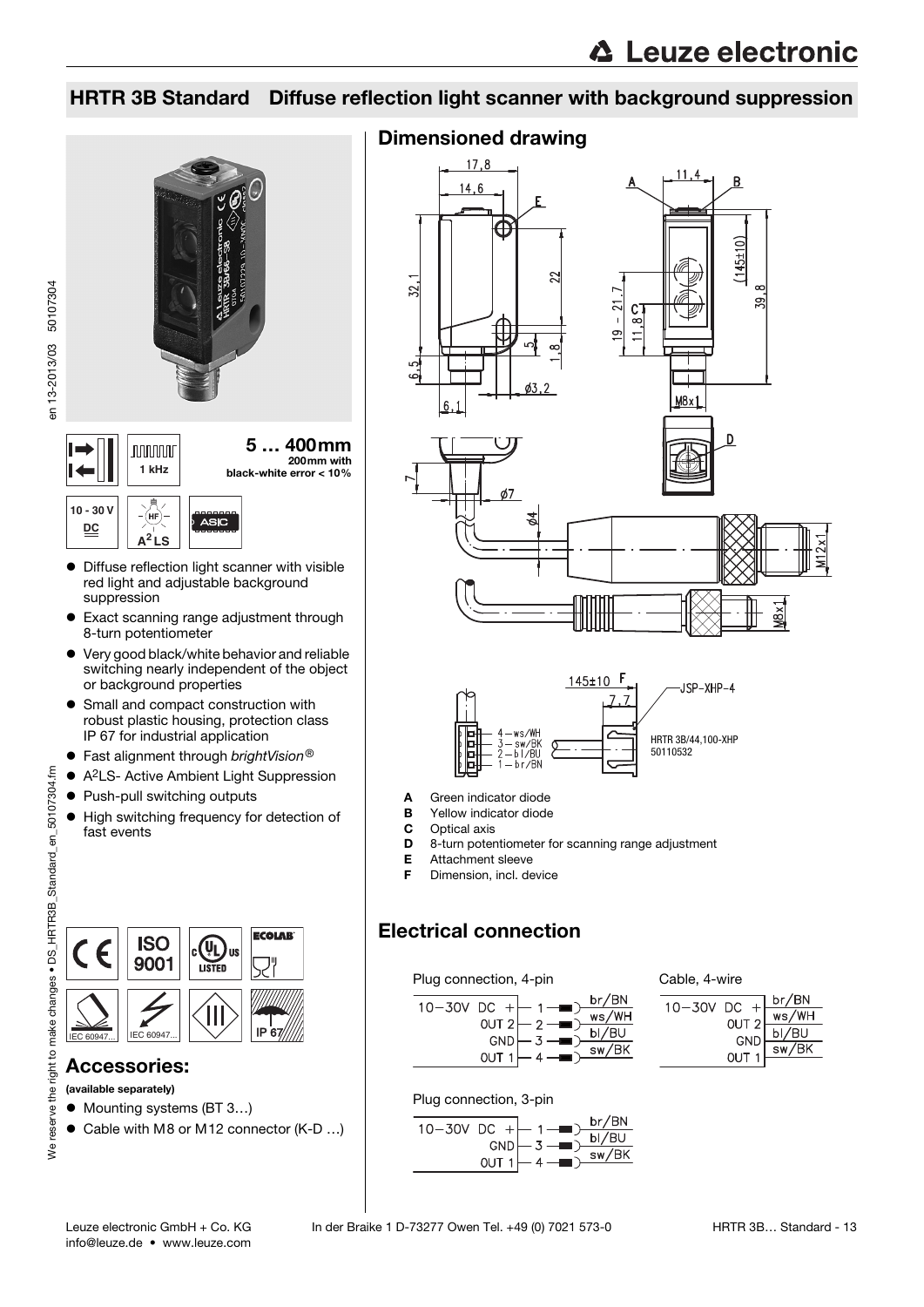## HRTR 3B Standard Diffuse reflection light scanner with background suppression

**5 … 400mm**
**200mm with black-white error < 10%**

1 kHz

10 - 30 V DC

A²LS

ASIC

- Diffuse reflection light scanner with visible red light and adjustable background suppression
- Exact scanning range adjustment through 8-turn potentiometer
- Very good black/white behavior and reliable switching nearly independent of the object or background properties
- Small and compact construction with robust plastic housing, protection class IP 67 for industrial application
- Fast alignment through *brightVision®*
- A²LS- Active Ambient Light Suppression
- Push-pull switching outputs
- High switching frequency for detection of fast events

IEC 60947... IEC 60947... IP 67

## Accessories:

**(available separately)**

- Mounting systems (BT 3…)
- Cable with M8 or M12 connector (K-D …)

## Dimensioned drawing

HRTR 3B/44,100-XHP 50110532

JSP-XHP-4

- **A** Green indicator diode
- **B** Yellow indicator diode
- **C** Optical axis
- **D** 8-turn potentiometer for scanning range adjustment
- **E** Attachment sleeve
- **F** Dimension, incl. device

## Electrical connection

Plug connection, 4-pin

| Signal | Pin | Wire |
|---|---|---|
| 10−30V DC + | 1 | br/BN |
| OUT 2 | 2 | ws/WH |
| GND | 3 | bl/BU |
| OUT 1 | 4 | sw/BK |

Cable, 4-wire

| Signal | Wire |
|---|---|
| 10−30V DC + | br/BN |
| OUT 2 | ws/WH |
| GND | bl/BU |
| OUT 1 | sw/BK |

Plug connection, 3-pin

| Signal | Pin | Wire |
|---|---|---|
| 10−30V DC + | 1 | br/BN |
| GND | 3 | bl/BU |
| OUT 1 | 4 | sw/BK |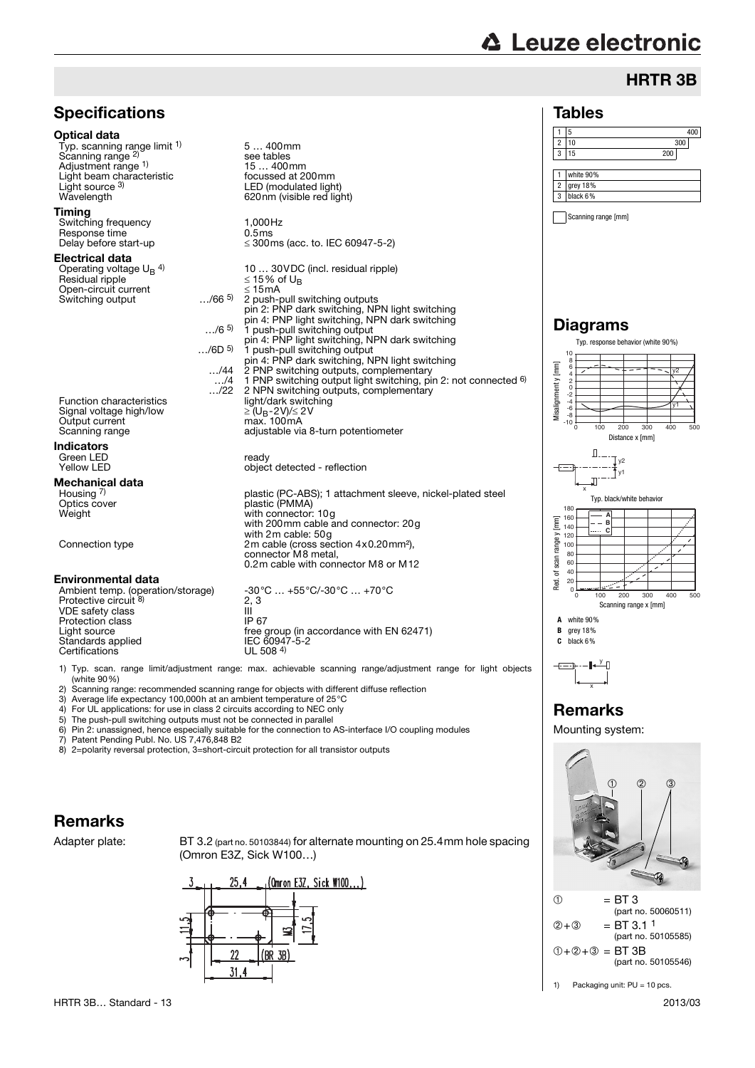## HRTR 3B

## Specifications

### Optical data

| | |
|---|---|
| Typ. scanning range limit [1] | 5 … 400mm |
| Scanning range [2] | see tables |
| Adjustment range [1] | 15 … 400mm |
| Light beam characteristic | focussed at 200mm |
| Light source [3] | LED (modulated light) |
| Wavelength | 620nm (visible red light) |

### Timing

| | |
|---|---|
| Switching frequency | 1,000Hz |
| Response time | 0.5ms |
| Delay before start-up | ≤ 300ms (acc. to. IEC 60947-5-2) |

### Electrical data

| | | |
|---|---|---|
| Operating voltage $U_B$ [4] | | 10 … 30VDC (incl. residual ripple) |
| Residual ripple | | ≤ 15% of $U_B$ |
| Open-circuit current | | ≤ 15mA |
| Switching output | …/66 [5] | 2 push-pull switching outputs pin 2: PNP dark switching, NPN light switching pin 4: PNP light switching, NPN dark switching |
| | …/6 [5] | 1 push-pull switching output pin 4: PNP light switching, NPN dark switching |
| | …/6D [5] | 1 push-pull switching output pin 4: PNP dark switching, NPN light switching |
| | …/44 | 2 PNP switching outputs, complementary |
| | …/4 | 1 PNP switching output light switching, pin 2: not connected [6] |
| | …/22 | 2 NPN switching outputs, complementary |
| Function characteristics | | light/dark switching |
| Signal voltage high/low | | ≥ $(U_B$-2V)/≤ 2V |
| Output current | | max. 100mA |
| Scanning range | | adjustable via 8-turn potentiometer |

### Indicators

| | |
|---|---|
| Green LED | ready |
| Yellow LED | object detected - reflection |

### Mechanical data

| | |
|---|---|
| Housing [7] | plastic (PC-ABS); 1 attachment sleeve, nickel-plated steel |
| Optics cover | plastic (PMMA) |
| Weight | with connector: 10g with 200mm cable and connector: 20g with 2m cable: 50g |
| Connection type | 2m cable (cross section 4x0.20mm²), connector M8 metal, 0.2m cable with connector M8 or M12 |

### Environmental data

| | |
|---|---|
| Ambient temp. (operation/storage) | -30°C … +55°C/-30°C … +70°C |
| Protective circuit [8] | 2, 3 |
| VDE safety class | III |
| Protection class | IP 67 |
| Light source | free group (in accordance with EN 62471) |
| Standards applied | IEC 60947-5-2 |
| Certifications | UL 508 [4] |

1) Typ. scan. range limit/adjustment range: max. achievable scanning range/adjustment range for light objects (white 90%)
2) Scanning range: recommended scanning range for objects with different diffuse reflection
3) Average life expectancy 100,000h at an ambient temperature of 25°C
4) For UL applications: for use in class 2 circuits according to NEC only
5) The push-pull switching outputs must not be connected in parallel
6) Pin 2: unassigned, hence especially suitable for the connection to AS-interface I/O coupling modules
7) Patent Pending Publ. No. US 7,476,848 B2
8) 2=polarity reversal protection, 3=short-circuit protection for all transistor outputs

## Remarks

Adapter plate: BT 3.2 (part no. 50103844) for alternate mounting on 25.4mm hole spacing (Omron E3Z, Sick W100…)

## Tables

| | | |
|---|---|---|
| 1 | 5 | 400 |
| 2 | 10 | 300 |
| 3 | 15 | 200 |

| | |
|---|---|
| 1 | white 90% |
| 2 | grey 18% |
| 3 | black 6% |

Scanning range [mm]

## Diagrams

Typ. response behavior (white 90%)

Typ. black/white behavior

**A** white 90%
**B** grey 18%
**C** black 6%

## Remarks

Mounting system:

| | |
|---|---|
| ① | = BT 3 (part no. 50060511) |
| ②+③ | = BT 3.1 [1] (part no. 50105585) |
| ①+②+③ | = BT 3B (part no. 50105546) |

1) Packaging unit: PU = 10 pcs.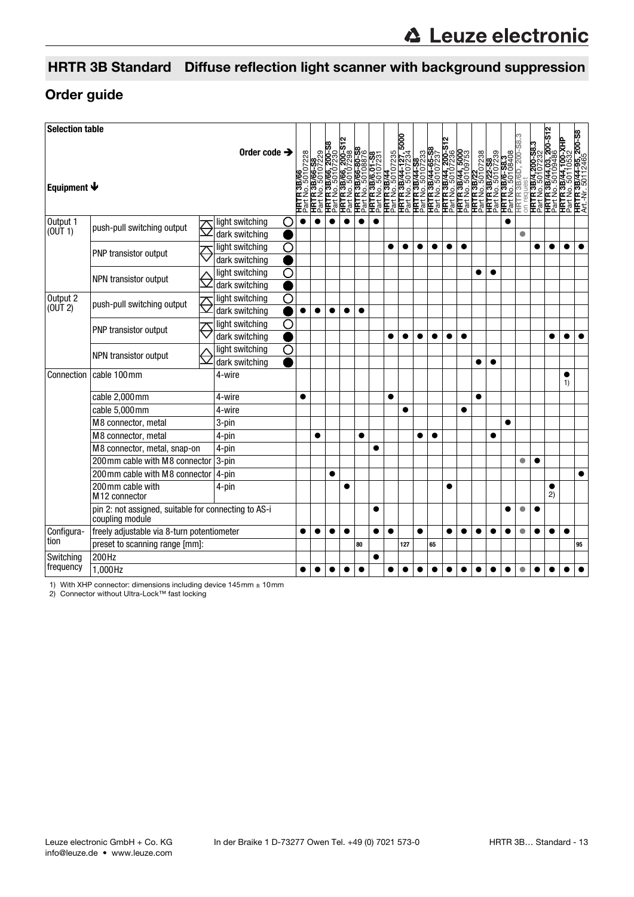## HRTR 3B Standard Diffuse reflection light scanner with background suppression

## Order guide

**Selection table**

| Equipment ↓ / Order code ➔ | | | HRTR 3B/66 Part No. 50107228 | HRTR 3B/66-S8 Part No. 50107229 | HRTR 3B/66, 200-S8 Part No. 50107230 | HRTR 3B/66, 200-S12 Part No. 50107298 | HRTR 3B/66-80-S8 Part No. 50108876 | HRTR 3B/6.01-S8 Part No. 50107231 | HRTR 3B/44 Part No. 50107235 | HRTR 3B/44-127, 5000 Part No. 50107234 | HRTR 3B/44-S8 Part No. 50107233 | HRTR 3B/44-65-S8 Part No. 50107237 | HRTR 3B/44, 200-S12 Part No. 50107236 | HRTR 3B/44, 5000 Part No. 50109753 | HRTR 3B/22 Part No. 50107238 | HRTR 3B/22-S8 Part No. 50107239 | HRTR 3B/6-S8.3 Part No. 50108408 | HRTR 3B/6D, 200-S8.3 on request | HRTR 3B/4,200-S8.3 Part No. 50107232 | HRTR 3B/44.03, 200-S12 Part No. 50109486 | HRTR 3B/44,100-XHP Part No. 50110532 | HRTR 3B/44.95, 200-S8 Art.-Nr. 50112465 |
|---|---|---|---|---|---|---|---|---|---|---|---|---|---|---|---|---|---|---|---|---|---|---|
| Output 1 (OUT 1) | push-pull switching output | light switching ○ | ● | ● | ● | ● | ● | ● | | | | | | | | | ● | | | | | |
| | | dark switching ● | | | | | | | | | | | | | | | | ● | | | | |
| | PNP transistor output | light switching ○ | | | | | | | ● | ● | ● | ● | ● | ● | | | | | ● | ● | ● | ● |
| | | dark switching ● | | | | | | | | | | | | | | | | | | | | |
| | NPN transistor output | light switching ○ | | | | | | | | | | | | | ● | ● | | | | | | |
| | | dark switching ● | | | | | | | | | | | | | | | | | | | | |
| Output 2 (OUT 2) | push-pull switching output | light switching ○ | | | | | | | | | | | | | | | | | | | | |
| | | dark switching ● | ● | ● | ● | ● | ● | | | | | | | | | | | | | | | |
| | PNP transistor output | light switching ○ | | | | | | | | | | | | | | | | | | | | |
| | | dark switching ● | | | | | | | ● | ● | ● | ● | ● | ● | | | | | | ● | ● | ● |
| | NPN transistor output | light switching ○ | | | | | | | | | | | | | | | | | | | | |
| | | dark switching ● | | | | | | | | | | | | | ● | ● | | | | | | |
| Connection | cable 100 mm | 4-wire | | | | | | | | | | | | | | | | | | | ● 1) | |
| | cable 2,000 mm | 4-wire | ● | | | | | | ● | | | | | | ● | | | | | | | |
| | cable 5,000 mm | 4-wire | | | | | | | | ● | | | | ● | | | | | | | | |
| | M8 connector, metal | 3-pin | | | | | | | | | | | | | | | ● | | | | | |
| | M8 connector, metal | 4-pin | | ● | | | ● | | | | ● | ● | | | | ● | | | | | | |
| | M8 connector, metal, snap-on | 4-pin | | | | | | ● | | | | | | | | | | | | | | |
| | 200 mm cable with M8 connector | 3-pin | | | | | | | | | | | | | | | | ● | ● | | | |
| | 200 mm cable with M8 connector | 4-pin | | | ● | | | | | | | | | | | | | | | | | ● |
| | 200 mm cable with M12 connector | 4-pin | | | | ● | | | | | | | ● | | | | | | | ● 2) | | |
| | pin 2: not assigned, suitable for connecting to AS-i coupling module | | | | | | | ● | | | | | | | | | ● | ● | ● | | | |
| Configuration | freely adjustable via 8-turn potentiometer | | ● | ● | ● | ● | | ● | ● | | ● | | ● | ● | ● | ● | ● | ● | ● | ● | ● | |
| | preset to scanning range [mm]: | | | | | | 80 | | | 127 | | 65 | | | | | | | | | | 95 |
| Switching frequency | 200 Hz | | | | | | | ● | | | | | | | | | | | | | | |
| | 1,000 Hz | | ● | ● | ● | ● | ● | | ● | ● | ● | ● | ● | ● | ● | ● | ● | ● | ● | ● | ● | ● |

1) With XHP connector: dimensions including device 145 mm ± 10 mm
2) Connector without Ultra-Lock™ fast locking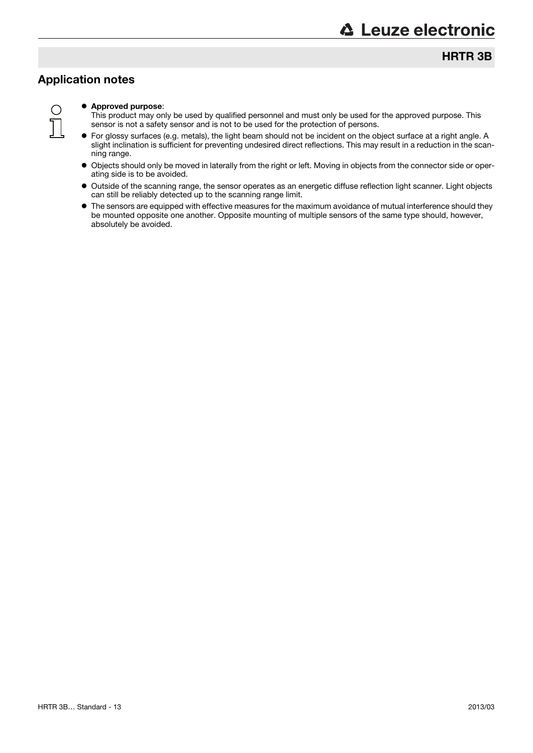## Application notes

- **Approved purpose**:
  This product may only be used by qualified personnel and must only be used for the approved purpose. This sensor is not a safety sensor and is not to be used for the protection of persons.
- For glossy surfaces (e.g. metals), the light beam should not be incident on the object surface at a right angle. A slight inclination is sufficient for preventing undesired direct reflections. This may result in a reduction in the scanning range.
- Objects should only be moved in laterally from the right or left. Moving in objects from the connector side or operating side is to be avoided.
- Outside of the scanning range, the sensor operates as an energetic diffuse reflection light scanner. Light objects can still be reliably detected up to the scanning range limit.
- The sensors are equipped with effective measures for the maximum avoidance of mutual interference should they be mounted opposite one another. Opposite mounting of multiple sensors of the same type should, however, absolutely be avoided.